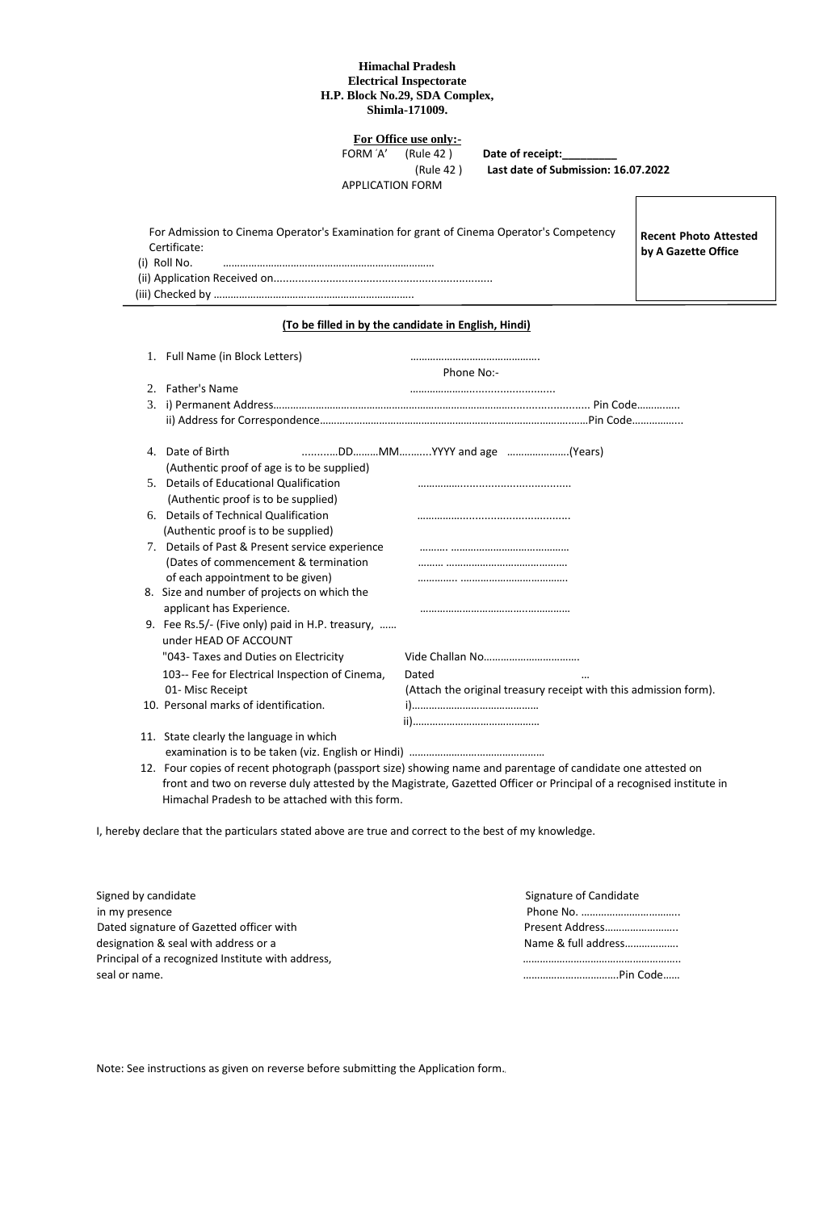**Himachal Pradesh**
**Electrical Inspectorate**
**H.P. Block No.29, SDA Complex,**
**Shimla-171009.**

**For Office use only:-**

FORM 'A' (Rule 42 ) **Date of receipt:\_\_\_\_\_\_\_\_\_**

(Rule 42 ) **Last date of Submission: 16.07.2022**

APPLICATION FORM

For Admission to Cinema Operator's Examination for grant of Cinema Operator's Competency Certificate:

(i) Roll No. ..........................................................................

(ii) Application Received on......................................................................

(iii) Checked by .....................................................................

**Recent Photo Attested by A Gazette Office**

**(To be filled in by the candidate in English, Hindi)**

1. Full Name (in Block Letters) .............................................
   Phone No:-
2. Father's Name .................................................
3. i) Permanent Address.................................................................................................... Pin Code...............
   ii) Address for Correspondence................................................................................................Pin Code.................
4. Date of Birth ...........DD.........MM..........YYYY and age ......................(Years)
   (Authentic proof of age is to be supplied)
5. Details of Educational Qualification ..................................................
   (Authentic proof is to be supplied)
6. Details of Technical Qualification ..................................................
   (Authentic proof is to be supplied)
7. Details of Past & Present service experience .......... ..........................................
   (Dates of commencement & termination ......... ..........................................
   of each appointment to be given) ............. ......................................
8. Size and number of projects on which the applicant has Experience. ....................................................
9. Fee Rs.5/- (Five only) paid in H.P. treasury, ......
   under HEAD OF ACCOUNT
   "043- Taxes and Duties on Electricity Vide Challan No..................................
   103-- Fee for Electrical Inspection of Cinema, Dated ...
   01- Misc Receipt (Attach the original treasury receipt with this admission form).
10. Personal marks of identification. i).............................................
    ii).............................................
11. State clearly the language in which examination is to be taken (viz. English or Hindi) ................................................
12. Four copies of recent photograph (passport size) showing name and parentage of candidate one attested on front and two on reverse duly attested by the Magistrate, Gazetted Officer or Principal of a recognised institute in Himachal Pradesh to be attached with this form.

I, hereby declare that the particulars stated above are true and correct to the best of my knowledge.

Signed by candidate
in my presence
Dated signature of Gazetted officer with
designation & seal with address or a
Principal of a recognized Institute with address,
seal or name.

Signature of Candidate
Phone No. ..................................
Present Address..........................
Name & full address..................
.......................................................
.................................Pin Code......

Note: See instructions as given on reverse before submitting the Application form.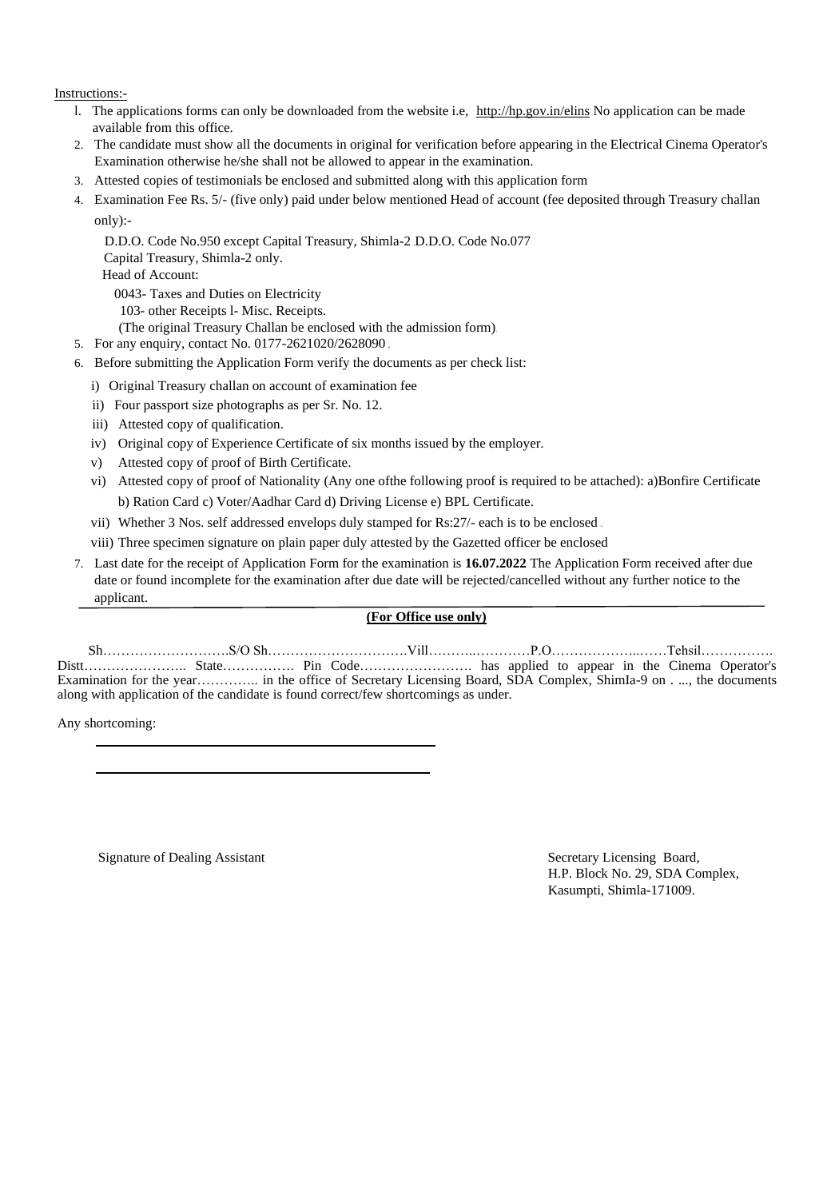Instructions:-

1. The applications forms can only be downloaded from the website i.e, http://hp.gov.in/elins No application can be made available from this office.
2. The candidate must show all the documents in original for verification before appearing in the Electrical Cinema Operator's Examination otherwise he/she shall not be allowed to appear in the examination.
3. Attested copies of testimonials be enclosed and submitted along with this application form
4. Examination Fee Rs. 5/- (five only) paid under below mentioned Head of account (fee deposited through Treasury challan only):-

   D.D.O. Code No.950 except Capital Treasury, Shimla-2 D.D.O. Code No.077
   Capital Treasury, Shimla-2 only.
   Head of Account:
   0043- Taxes and Duties on Electricity
   103- other Receipts l- Misc. Receipts.
   (The original Treasury Challan be enclosed with the admission form)
5. For any enquiry, contact No. 0177-2621020/2628090 .
6. Before submitting the Application Form verify the documents as per check list:
   i) Original Treasury challan on account of examination fee
   ii) Four passport size photographs as per Sr. No. 12.
   iii) Attested copy of qualification.
   iv) Original copy of Experience Certificate of six months issued by the employer.
   v) Attested copy of proof of Birth Certificate.
   vi) Attested copy of proof of Nationality (Any one ofthe following proof is required to be attached): a)Bonfire Certificate b) Ration Card c) Voter/Aadhar Card d) Driving License e) BPL Certificate.
   vii) Whether 3 Nos. self addressed envelops duly stamped for Rs:27/- each is to be enclosed .
   viii) Three specimen signature on plain paper duly attested by the Gazetted officer be enclosed
7. Last date for the receipt of Application Form for the examination is **16.07.2022** The Application Form received after due date or found incomplete for the examination after due date will be rejected/cancelled without any further notice to the applicant.

**(For Office use only)**

Sh……………………….S/O Sh………………………….Vill………..…………P.O………………..……Tehsil……………. Distt………………….. State……………. Pin Code……………………. has applied to appear in the Cinema Operator's Examination for the year………….. in the office of Secretary Licensing Board, SDA Complex, ShimIa-9 on . ..., the documents along with application of the candidate is found correct/few shortcomings as under.

Any shortcoming:

______________________________________

______________________________________

Signature of Dealing Assistant

Secretary Licensing Board,
H.P. Block No. 29, SDA Complex,
Kasumpti, Shimla-171009.